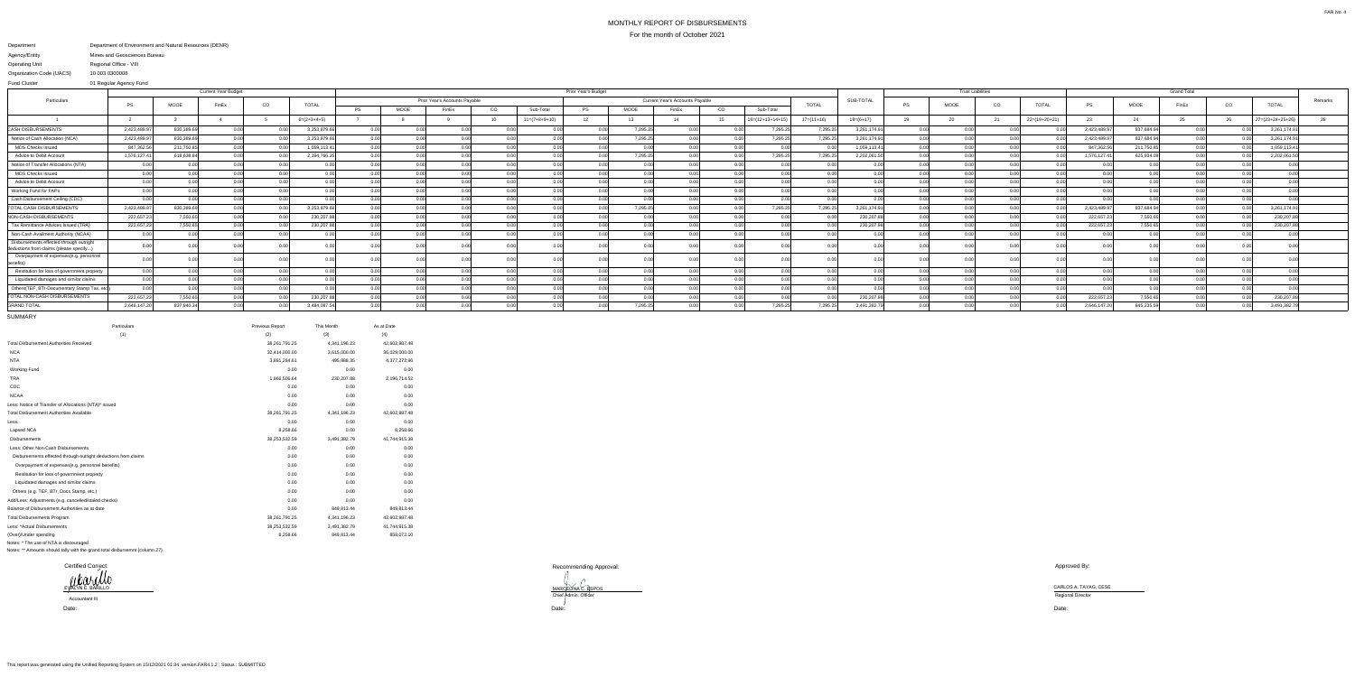FAR No. 4

# MONTHLY REPORT OF DISBURSEMENTS

For the month of October 2021

Department: Department of Environment and Natural Resources (DENR)
Agency/Entity: Mines and Geosciences Bureau
Operating Unit: Regional Office - VIII
Organization Code (UACS): 10 003 0300008
Fund Cluster: 01 Regular Agency Fund

| Particulars | Current Year Budget | | | | | Prior Year's Budget | | | | | | | | | | | SUB-TOTAL | Trust Liabilities | | | | Grand Total | | | | | Remarks |
|---|---|---|---|---|---|---|---|---|---|---|---|---|---|---|---|---|---|---|---|---|---|---|---|---|---|---|---|
| | | | | | | Prior Year's Accounts Payable | | | | | Current Year's Accounts Payable | | | | | TOTAL | | | | | | | | | | | |
| | PS | MOOE | FinEx | CO | TOTAL | PS | MOOE | FinEx | CO | Sub-Total | PS | MOOE | FinEx | CO | Sub-Total | | | PS | MOOE | CO | TOTAL | PS | MOOE | FinEx | CO | TOTAL | |
| 1 | 2 | 3 | 4 | 5 | 6=(2+3+4+5) | 7 | 8 | 9 | 10 | 11=(7+8+9+10) | 12 | 13 | 14 | 15 | 16=(12+13+14+15) | 17=(11+16) | 18=(6+17) | 19 | 20 | 21 | 22=(19+20+21) | 23 | 24 | 25 | 26 | 27=(23+24+25+26) | 28 |
| CASH DISBURSEMENTS | 2,423,489.97 | 830,389.69 | 0.00 | 0.00 | 3,253,879.66 | 0.00 | 0.00 | 0.00 | 0.00 | 0.00 | 0.00 | 7,295.25 | 0.00 | 0.00 | 7,295.25 | 7,295.25 | 3,261,174.91 | 0.00 | 0.00 | 0.00 | 0.00 | 2,423,489.97 | 837,684.94 | 0.00 | 0.00 | 3,261,174.91 | |
| Notice of Cash Allocation (NCA) | 2,423,489.97 | 830,389.69 | 0.00 | 0.00 | 3,253,879.66 | 0.00 | 0.00 | 0.00 | 0.00 | 0.00 | 0.00 | 7,295.25 | 0.00 | 0.00 | 7,295.25 | 7,295.25 | 3,261,174.91 | 0.00 | 0.00 | 0.00 | 0.00 | 2,423,489.97 | 837,684.94 | 0.00 | 0.00 | 3,261,174.91 | |
| MDS Checks Issued | 847,362.56 | 211,750.85 | 0.00 | 0.00 | 1,059,113.41 | 0.00 | 0.00 | 0.00 | 0.00 | 0.00 | 0.00 | 0.00 | 0.00 | 0.00 | 0.00 | 0.00 | 1,059,113.41 | 0.00 | 0.00 | 0.00 | 0.00 | 847,362.56 | 211,750.85 | 0.00 | 0.00 | 1,059,113.41 | |
| Advice to Debit Account | 1,576,127.41 | 618,638.84 | 0.00 | 0.00 | 2,194,766.25 | 0.00 | 0.00 | 0.00 | 0.00 | 0.00 | 0.00 | 7,295.25 | 0.00 | 0.00 | 7,295.25 | 7,295.25 | 2,202,061.50 | 0.00 | 0.00 | 0.00 | 0.00 | 1,576,127.41 | 625,934.09 | 0.00 | 0.00 | 2,202,061.50 | |
| Notice of Transfer Allocations (NTA) | 0.00 | 0.00 | 0.00 | 0.00 | 0.00 | 0.00 | 0.00 | 0.00 | 0.00 | 0.00 | 0.00 | 0.00 | 0.00 | 0.00 | 0.00 | 0.00 | 0.00 | 0.00 | 0.00 | 0.00 | 0.00 | 0.00 | 0.00 | 0.00 | 0.00 | 0.00 | |
| MDS Checks Issued | 0.00 | 0.00 | 0.00 | 0.00 | 0.00 | 0.00 | 0.00 | 0.00 | 0.00 | 0.00 | 0.00 | 0.00 | 0.00 | 0.00 | 0.00 | 0.00 | 0.00 | 0.00 | 0.00 | 0.00 | 0.00 | 0.00 | 0.00 | 0.00 | 0.00 | 0.00 | |
| Advice to Debit Account | 0.00 | 0.00 | 0.00 | 0.00 | 0.00 | 0.00 | 0.00 | 0.00 | 0.00 | 0.00 | 0.00 | 0.00 | 0.00 | 0.00 | 0.00 | 0.00 | 0.00 | 0.00 | 0.00 | 0.00 | 0.00 | 0.00 | 0.00 | 0.00 | 0.00 | 0.00 | |
| Working Fund for FAPs | 0.00 | 0.00 | 0.00 | 0.00 | 0.00 | 0.00 | 0.00 | 0.00 | 0.00 | 0.00 | 0.00 | 0.00 | 0.00 | 0.00 | 0.00 | 0.00 | 0.00 | 0.00 | 0.00 | 0.00 | 0.00 | 0.00 | 0.00 | 0.00 | 0.00 | 0.00 | |
| Cash Disbursement Ceiling (CDC) | 0.00 | 0.00 | 0.00 | 0.00 | 0.00 | 0.00 | 0.00 | 0.00 | 0.00 | 0.00 | 0.00 | 0.00 | 0.00 | 0.00 | 0.00 | 0.00 | 0.00 | 0.00 | 0.00 | 0.00 | 0.00 | 0.00 | 0.00 | 0.00 | 0.00 | 0.00 | |
| TOTAL CASH DISBURSEMENTS | 2,423,489.97 | 830,389.69 | 0.00 | 0.00 | 3,253,879.66 | 0.00 | 0.00 | 0.00 | 0.00 | 0.00 | 0.00 | 7,295.25 | 0.00 | 0.00 | 7,295.25 | 7,295.25 | 3,261,174.91 | 0.00 | 0.00 | 0.00 | 0.00 | 2,423,489.97 | 837,684.94 | 0.00 | 0.00 | 3,261,174.91 | |
| NON-CASH DISBURSEMENTS | 222,657.23 | 7,550.65 | 0.00 | 0.00 | 230,207.88 | 0.00 | 0.00 | 0.00 | 0.00 | 0.00 | 0.00 | 0.00 | 0.00 | 0.00 | 0.00 | 0.00 | 230,207.88 | 0.00 | 0.00 | 0.00 | 0.00 | 222,657.23 | 7,550.65 | 0.00 | 0.00 | 230,207.88 | |
| Tax Remittance Advices Issued (TRA) | 222,657.23 | 7,550.65 | 0.00 | 0.00 | 230,207.88 | 0.00 | 0.00 | 0.00 | 0.00 | 0.00 | 0.00 | 0.00 | 0.00 | 0.00 | 0.00 | 0.00 | 230,207.88 | 0.00 | 0.00 | 0.00 | 0.00 | 222,657.23 | 7,550.65 | 0.00 | 0.00 | 230,207.88 | |
| Non-Cash Availment Authority (NCAA) | 0.00 | 0.00 | 0.00 | 0.00 | 0.00 | 0.00 | 0.00 | 0.00 | 0.00 | 0.00 | 0.00 | 0.00 | 0.00 | 0.00 | 0.00 | 0.00 | 0.00 | 0.00 | 0.00 | 0.00 | 0.00 | 0.00 | 0.00 | 0.00 | 0.00 | 0.00 | |
| Disbursements effected through outright deductions from claims (please specify...) | 0.00 | 0.00 | 0.00 | 0.00 | 0.00 | 0.00 | 0.00 | 0.00 | 0.00 | 0.00 | 0.00 | 0.00 | 0.00 | 0.00 | 0.00 | 0.00 | 0.00 | 0.00 | 0.00 | 0.00 | 0.00 | 0.00 | 0.00 | 0.00 | 0.00 | 0.00 | |
| Overpayment of expenses(e.g. personnel benefits) | 0.00 | 0.00 | 0.00 | 0.00 | 0.00 | 0.00 | 0.00 | 0.00 | 0.00 | 0.00 | 0.00 | 0.00 | 0.00 | 0.00 | 0.00 | 0.00 | 0.00 | 0.00 | 0.00 | 0.00 | 0.00 | 0.00 | 0.00 | 0.00 | 0.00 | 0.00 | |
| Restitution for loss of government property | 0.00 | 0.00 | 0.00 | 0.00 | 0.00 | 0.00 | 0.00 | 0.00 | 0.00 | 0.00 | 0.00 | 0.00 | 0.00 | 0.00 | 0.00 | 0.00 | 0.00 | 0.00 | 0.00 | 0.00 | 0.00 | 0.00 | 0.00 | 0.00 | 0.00 | 0.00 | |
| Liquidated damages and similar claims | 0.00 | 0.00 | 0.00 | 0.00 | 0.00 | 0.00 | 0.00 | 0.00 | 0.00 | 0.00 | 0.00 | 0.00 | 0.00 | 0.00 | 0.00 | 0.00 | 0.00 | 0.00 | 0.00 | 0.00 | 0.00 | 0.00 | 0.00 | 0.00 | 0.00 | 0.00 | |
| Others(TEF, BTr-Documentary Stamp Tax, etc) | 0.00 | 0.00 | 0.00 | 0.00 | 0.00 | 0.00 | 0.00 | 0.00 | 0.00 | 0.00 | 0.00 | 0.00 | 0.00 | 0.00 | 0.00 | 0.00 | 0.00 | 0.00 | 0.00 | 0.00 | 0.00 | 0.00 | 0.00 | 0.00 | 0.00 | 0.00 | |
| TOTAL NON-CASH DISBURSEMENTS | 222,657.23 | 7,550.65 | 0.00 | 0.00 | 230,207.88 | 0.00 | 0.00 | 0.00 | 0.00 | 0.00 | 0.00 | 0.00 | 0.00 | 0.00 | 0.00 | 0.00 | 230,207.88 | 0.00 | 0.00 | 0.00 | 0.00 | 222,657.23 | 7,550.65 | 0.00 | 0.00 | 230,207.88 | |
| GRAND TOTAL | 2,646,147.20 | 837,940.34 | 0.00 | 0.00 | 3,484,087.54 | 0.00 | 0.00 | 0.00 | 0.00 | 0.00 | 0.00 | 7,295.25 | 0.00 | 0.00 | 7,295.25 | 7,295.25 | 3,491,382.79 | 0.00 | 0.00 | 0.00 | 0.00 | 2,646,147.20 | 845,235.59 | 0.00 | 0.00 | 3,491,382.79 | |

## SUMMARY

| Particulars | Previous Report | This Month | As at Date |
|---|---|---|---|
| (1) | (2) | (3) | (4) |
| Total Disbursement Authorities Received | 38,261,791.25 | 4,341,196.23 | 42,602,987.48 |
| NCA | 32,414,000.00 | 3,615,000.00 | 36,029,000.00 |
| NTA | 3,881,284.61 | 495,988.35 | 4,377,272.96 |
| Working Fund | 0.00 | 0.00 | 0.00 |
| TRA | 1,966,506.64 | 230,207.88 | 2,196,714.52 |
| CDC | 0.00 | 0.00 | 0.00 |
| NCAA | 0.00 | 0.00 | 0.00 |
| Less: Notice of Transfer of Allocations (NTA)* issued | 0.00 | 0.00 | 0.00 |
| Total Disbursement Authorities Available | 38,261,791.25 | 4,341,196.23 | 42,602,987.48 |
| Less: | 0.00 | 0.00 | 0.00 |
| Lapsed NCA | 8,258.66 | 0.00 | 8,258.66 |
| Disbursements | 38,253,532.59 | 3,491,382.79 | 41,744,915.38 |
| Less: Other Non-Cash Disbursements | 0.00 | 0.00 | 0.00 |
| Disbursements effected through outright deductions from claims | 0.00 | 0.00 | 0.00 |
| Overpayment of expenses(e.g. personnel benefits) | 0.00 | 0.00 | 0.00 |
| Restitution for loss of government property | 0.00 | 0.00 | 0.00 |
| Liquidated damages and similar claims | 0.00 | 0.00 | 0.00 |
| Others (e.g. TEF, BTr, Docs Stamp, etc.) | 0.00 | 0.00 | 0.00 |
| Add/Less: Adjustments (e.g. cancelled/staled checks) | 0.00 | 0.00 | 0.00 |
| Balance of Disbursement Authorities as at date | 0.00 | 849,813.44 | 849,813.44 |
| Total Disbursements Program | 38,261,791.25 | 4,341,196.23 | 42,602,987.48 |
| Less: *Actual Disbursements | 38,253,532.59 | 3,491,382.79 | 41,744,915.38 |
| (Over)/Under spending | 8,258.66 | 849,813.44 | 858,072.10 |

Notes: * The use of NTA is discouraged

Notes: ** Amounts should tally with the grand total disbursement (column 27).

| Certified Correct: | Recommending Approval: | Approved By: |
|---|---|---|
| EVELYN E. BARILLO | MARCELINA C. ESPOS | CARLOS A. TAYAG, CESE |
| Accountant III | Chief Admin. Officer | Regional Director |
| Date: | Date: | Date: |

This report was generated using the Unified Reporting System on 15/12/2021 01:34 version.FAR4.1.2 ; Status : SUBMITTED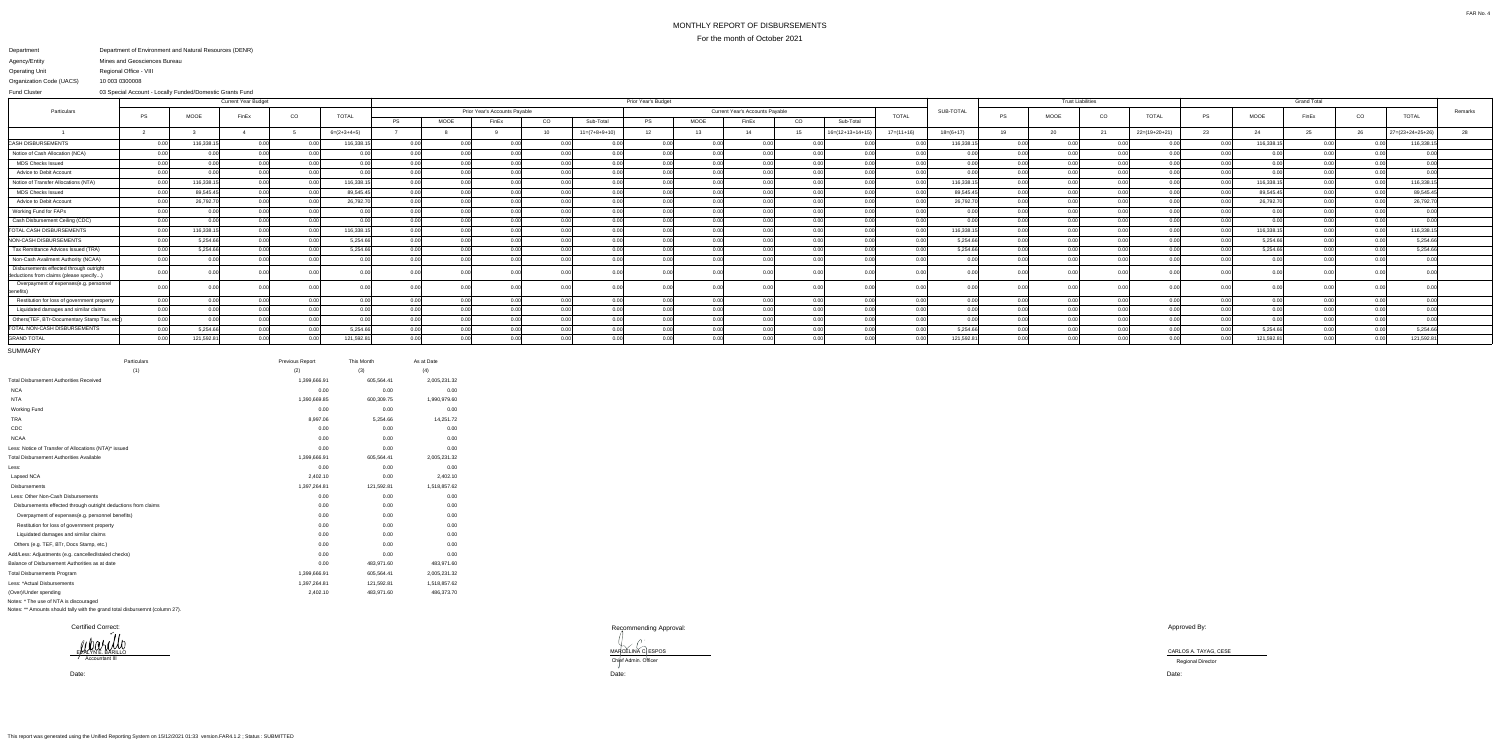FAR No. 4

# MONTHLY REPORT OF DISBURSEMENTS

For the month of October 2021

Department: Department of Environment and Natural Resources (DENR)
Agency/Entity: Mines and Geosciences Bureau
Operating Unit: Regional Office - VIII
Organization Code (UACS): 10 003 0300008
Fund Cluster: 03 Special Account - Locally Funded/Domestic Grants Fund

| Particulars | Current Year Budget | | | | | Prior Year's Budget | | | | | | | | | | | | SUB-TOTAL | Trust Liabilities | | | | Grand Total | | | | | Remarks |
|---|---|---|---|---|---|---|---|---|---|---|---|---|---|---|---|---|---|---|---|---|---|---|---|---|---|---|---|---|
| | | | | | | Prior Year's Accounts Payable | | | | | Current Year's Accounts Payable | | | | | TOTAL | | | | | | | | | | | | |
| | PS | MOOE | FinEx | CO | TOTAL | PS | MOOE | FinEx | CO | Sub-Total | PS | MOOE | FinEx | CO | Sub-Total | | | PS | MOOE | CO | TOTAL | PS | MOOE | FinEx | CO | TOTAL | |
| 1 | 2 | 3 | 4 | 5 | 6=(2+3+4+5) | 7 | 8 | 9 | 10 | 11=(7+8+9+10) | 12 | 13 | 14 | 15 | 16=(12+13+14+15) | 17=(11+16) | 18=(6+17) | 19 | 20 | 21 | 22=(19+20+21) | 23 | 24 | 25 | 26 | 27=(23+24+25+26) | 28 |
| CASH DISBURSEMENTS | 0.00 | 116,338.15 | 0.00 | 0.00 | 116,338.15 | 0.00 | 0.00 | 0.00 | 0.00 | 0.00 | 0.00 | 0.00 | 0.00 | 0.00 | 0.00 | 0.00 | 116,338.15 | 0.00 | 0.00 | 0.00 | 0.00 | 0.00 | 116,338.15 | 0.00 | 0.00 | 116,338.15 | |
| Notice of Cash Allocation (NCA) | 0.00 | 0.00 | 0.00 | 0.00 | 0.00 | 0.00 | 0.00 | 0.00 | 0.00 | 0.00 | 0.00 | 0.00 | 0.00 | 0.00 | 0.00 | 0.00 | 0.00 | 0.00 | 0.00 | 0.00 | 0.00 | 0.00 | 0.00 | 0.00 | 0.00 | 0.00 | |
| MDS Checks Issued | 0.00 | 0.00 | 0.00 | 0.00 | 0.00 | 0.00 | 0.00 | 0.00 | 0.00 | 0.00 | 0.00 | 0.00 | 0.00 | 0.00 | 0.00 | 0.00 | 0.00 | 0.00 | 0.00 | 0.00 | 0.00 | 0.00 | 0.00 | 0.00 | 0.00 | 0.00 | |
| Advice to Debit Account | 0.00 | 0.00 | 0.00 | 0.00 | 0.00 | 0.00 | 0.00 | 0.00 | 0.00 | 0.00 | 0.00 | 0.00 | 0.00 | 0.00 | 0.00 | 0.00 | 0.00 | 0.00 | 0.00 | 0.00 | 0.00 | 0.00 | 0.00 | 0.00 | 0.00 | 0.00 | |
| Notice of Transfer Allocations (NTA) | 0.00 | 116,338.15 | 0.00 | 0.00 | 116,338.15 | 0.00 | 0.00 | 0.00 | 0.00 | 0.00 | 0.00 | 0.00 | 0.00 | 0.00 | 0.00 | 0.00 | 116,338.15 | 0.00 | 0.00 | 0.00 | 0.00 | 0.00 | 116,338.15 | 0.00 | 0.00 | 116,338.15 | |
| MDS Checks Issued | 0.00 | 89,545.45 | 0.00 | 0.00 | 89,545.45 | 0.00 | 0.00 | 0.00 | 0.00 | 0.00 | 0.00 | 0.00 | 0.00 | 0.00 | 0.00 | 0.00 | 89,545.45 | 0.00 | 0.00 | 0.00 | 0.00 | 0.00 | 89,545.45 | 0.00 | 0.00 | 89,545.45 | |
| Advice to Debit Account | 0.00 | 26,792.70 | 0.00 | 0.00 | 26,792.70 | 0.00 | 0.00 | 0.00 | 0.00 | 0.00 | 0.00 | 0.00 | 0.00 | 0.00 | 0.00 | 0.00 | 26,792.70 | 0.00 | 0.00 | 0.00 | 0.00 | 0.00 | 26,792.70 | 0.00 | 0.00 | 26,792.70 | |
| Working Fund for FAPs | 0.00 | 0.00 | 0.00 | 0.00 | 0.00 | 0.00 | 0.00 | 0.00 | 0.00 | 0.00 | 0.00 | 0.00 | 0.00 | 0.00 | 0.00 | 0.00 | 0.00 | 0.00 | 0.00 | 0.00 | 0.00 | 0.00 | 0.00 | 0.00 | 0.00 | 0.00 | |
| Cash Disbursement Ceiling (CDC) | 0.00 | 0.00 | 0.00 | 0.00 | 0.00 | 0.00 | 0.00 | 0.00 | 0.00 | 0.00 | 0.00 | 0.00 | 0.00 | 0.00 | 0.00 | 0.00 | 0.00 | 0.00 | 0.00 | 0.00 | 0.00 | 0.00 | 0.00 | 0.00 | 0.00 | 0.00 | |
| TOTAL CASH DISBURSEMENTS | 0.00 | 116,338.15 | 0.00 | 0.00 | 116,338.15 | 0.00 | 0.00 | 0.00 | 0.00 | 0.00 | 0.00 | 0.00 | 0.00 | 0.00 | 0.00 | 0.00 | 116,338.15 | 0.00 | 0.00 | 0.00 | 0.00 | 0.00 | 116,338.15 | 0.00 | 0.00 | 116,338.15 | |
| NON-CASH DISBURSEMENTS | 0.00 | 5,254.66 | 0.00 | 0.00 | 5,254.66 | 0.00 | 0.00 | 0.00 | 0.00 | 0.00 | 0.00 | 0.00 | 0.00 | 0.00 | 0.00 | 0.00 | 5,254.66 | 0.00 | 0.00 | 0.00 | 0.00 | 0.00 | 5,254.66 | 0.00 | 0.00 | 5,254.66 | |
| Tax Remittance Advices Issued (TRA) | 0.00 | 5,254.66 | 0.00 | 0.00 | 5,254.66 | 0.00 | 0.00 | 0.00 | 0.00 | 0.00 | 0.00 | 0.00 | 0.00 | 0.00 | 0.00 | 0.00 | 5,254.66 | 0.00 | 0.00 | 0.00 | 0.00 | 0.00 | 5,254.66 | 0.00 | 0.00 | 5,254.66 | |
| Non-Cash Availment Authority (NCAA) | 0.00 | 0.00 | 0.00 | 0.00 | 0.00 | 0.00 | 0.00 | 0.00 | 0.00 | 0.00 | 0.00 | 0.00 | 0.00 | 0.00 | 0.00 | 0.00 | 0.00 | 0.00 | 0.00 | 0.00 | 0.00 | 0.00 | 0.00 | 0.00 | 0.00 | 0.00 | |
| Disbursements effected through outright deductions from claims (please specify...) | 0.00 | 0.00 | 0.00 | 0.00 | 0.00 | 0.00 | 0.00 | 0.00 | 0.00 | 0.00 | 0.00 | 0.00 | 0.00 | 0.00 | 0.00 | 0.00 | 0.00 | 0.00 | 0.00 | 0.00 | 0.00 | 0.00 | 0.00 | 0.00 | 0.00 | 0.00 | |
| Overpayment of expenses(e.g. personnel benefits) | 0.00 | 0.00 | 0.00 | 0.00 | 0.00 | 0.00 | 0.00 | 0.00 | 0.00 | 0.00 | 0.00 | 0.00 | 0.00 | 0.00 | 0.00 | 0.00 | 0.00 | 0.00 | 0.00 | 0.00 | 0.00 | 0.00 | 0.00 | 0.00 | 0.00 | 0.00 | |
| Restitution for loss of government property | 0.00 | 0.00 | 0.00 | 0.00 | 0.00 | 0.00 | 0.00 | 0.00 | 0.00 | 0.00 | 0.00 | 0.00 | 0.00 | 0.00 | 0.00 | 0.00 | 0.00 | 0.00 | 0.00 | 0.00 | 0.00 | 0.00 | 0.00 | 0.00 | 0.00 | 0.00 | |
| Liquidated damages and similar claims | 0.00 | 0.00 | 0.00 | 0.00 | 0.00 | 0.00 | 0.00 | 0.00 | 0.00 | 0.00 | 0.00 | 0.00 | 0.00 | 0.00 | 0.00 | 0.00 | 0.00 | 0.00 | 0.00 | 0.00 | 0.00 | 0.00 | 0.00 | 0.00 | 0.00 | 0.00 | |
| Others(TEF, BTr-Documentary Stamp Tax, etc) | 0.00 | 0.00 | 0.00 | 0.00 | 0.00 | 0.00 | 0.00 | 0.00 | 0.00 | 0.00 | 0.00 | 0.00 | 0.00 | 0.00 | 0.00 | 0.00 | 0.00 | 0.00 | 0.00 | 0.00 | 0.00 | 0.00 | 0.00 | 0.00 | 0.00 | 0.00 | |
| TOTAL NON-CASH DISBURSEMENTS | 0.00 | 5,254.66 | 0.00 | 0.00 | 5,254.66 | 0.00 | 0.00 | 0.00 | 0.00 | 0.00 | 0.00 | 0.00 | 0.00 | 0.00 | 0.00 | 0.00 | 5,254.66 | 0.00 | 0.00 | 0.00 | 0.00 | 0.00 | 5,254.66 | 0.00 | 0.00 | 5,254.66 | |
| GRAND TOTAL | 0.00 | 121,592.81 | 0.00 | 0.00 | 121,592.81 | 0.00 | 0.00 | 0.00 | 0.00 | 0.00 | 0.00 | 0.00 | 0.00 | 0.00 | 0.00 | 0.00 | 121,592.81 | 0.00 | 0.00 | 0.00 | 0.00 | 0.00 | 121,592.81 | 0.00 | 0.00 | 121,592.81 | |

## SUMMARY

| Particulars | Previous Report | This Month | As at Date |
|---|---|---|---|
| (1) | (2) | (3) | (4) |
| Total Disbursement Authorities Received | 1,399,666.91 | 605,564.41 | 2,005,231.32 |
| NCA | 0.00 | 0.00 | 0.00 |
| NTA | 1,390,669.85 | 600,309.75 | 1,990,979.60 |
| Working Fund | 0.00 | 0.00 | 0.00 |
| TRA | 8,997.06 | 5,254.66 | 14,251.72 |
| CDC | 0.00 | 0.00 | 0.00 |
| NCAA | 0.00 | 0.00 | 0.00 |
| Less: Notice of Transfer of Allocations (NTA)* issued | 0.00 | 0.00 | 0.00 |
| Total Disbursement Authorities Available | 1,399,666.91 | 605,564.41 | 2,005,231.32 |
| Less: | 0.00 | 0.00 | 0.00 |
| Lapsed NCA | 2,402.10 | 0.00 | 2,402.10 |
| Disbursements | 1,397,264.81 | 121,592.81 | 1,518,857.62 |
| Less: Other Non-Cash Disbursements | 0.00 | 0.00 | 0.00 |
| Disbursements effected through outright deductions from claims | 0.00 | 0.00 | 0.00 |
| Overpayment of expenses(e.g. personnel benefits) | 0.00 | 0.00 | 0.00 |
| Restitution for loss of government property | 0.00 | 0.00 | 0.00 |
| Liquidated damages and similar claims | 0.00 | 0.00 | 0.00 |
| Others (e.g. TEF, BTr, Docs Stamp, etc.) | 0.00 | 0.00 | 0.00 |
| Add/Less: Adjustments (e.g. cancelled/staled checks) | 0.00 | 0.00 | 0.00 |
| Balance of Disbursement Authorities as at date | 0.00 | 483,971.60 | 483,971.60 |
| Total Disbursements Program | 1,399,666.91 | 605,564.41 | 2,005,231.32 |
| Less: *Actual Disbursements | 1,397,264.81 | 121,592.81 | 1,518,857.62 |
| (Over)/Under spending | 2,402.10 | 483,971.60 | 486,373.70 |

Notes: * The use of NTA is discouraged

Notes: ** Amounts should tally with the grand total disbursemnt (column 27).

Certified Correct:

ERLINDA BARILLO
Accountant III

Date:

Recommending Approval:

MARCELINA C. ESPOS
Chief Admin. Officer

Date:

Approved By:

CARLOS A. TAYAG, CESE
Regional Director

Date:

This report was generated using the Unified Reporting System on 15/12/2021 01:33 version.FAR4.1.2 ; Status : SUBMITTED